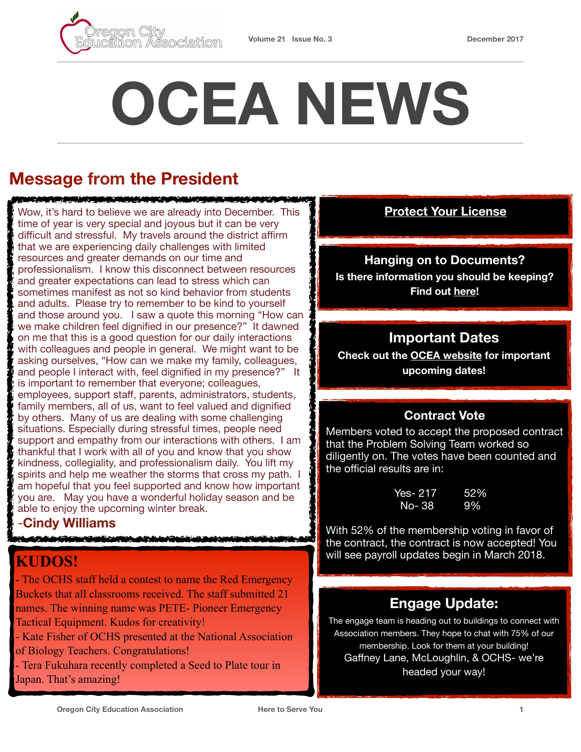# OCEA NEWS

Oregon City Education Association — Volume 21 Issue No. 3 — December 2017

## Message from the President

Wow, it's hard to believe we are already into December. This time of year is very special and joyous but it can be very difficult and stressful. My travels around the district affirm that we are experiencing daily challenges with limited resources and greater demands on our time and professionalism. I know this disconnect between resources and greater expectations can lead to stress which can sometimes manifest as not so kind behavior from students and adults. Please try to remember to be kind to yourself and those around you. I saw a quote this morning "How can we make children feel dignified in our presence?" It dawned on me that this is a good question for our daily interactions with colleagues and people in general. We might want to be asking ourselves, "How can we make my family, colleagues, and people I interact with, feel dignified in my presence?" It is important to remember that everyone; colleagues, employees, support staff, parents, administrators, students, family members, all of us, want to feel valued and dignified by others. Many of us are dealing with some challenging situations. Especially during stressful times, people need support and empathy from our interactions with others. I am thankful that I work with all of you and know that you show kindness, collegiality, and professionalism daily. You lift my spirits and help me weather the storms that cross my path. I am hopeful that you feel supported and know how important you are. May you have a wonderful holiday season and be able to enjoy the upcoming winter break.

-**Cindy Williams**

## KUDOS!

- The OCHS staff held a contest to name the Red Emergency Buckets that all classrooms received. The staff submitted 21 names. The winning name was PETE- Pioneer Emergency Tactical Equipment. Kudos for creativity!
- Kate Fisher of OCHS presented at the National Association of Biology Teachers. Congratulations!
- Tera Fukuhara recently completed a Seed to Plate tour in Japan. That's amazing!

### Protect Your License

### Hanging on to Documents?

**Is there information you should be keeping? Find out here!**

### Important Dates

**Check out the OCEA website for important upcoming dates!**

### Contract Vote

Members voted to accept the proposed contract that the Problem Solving Team worked so diligently on. The votes have been counted and the official results are in:

| Vote | % |
|---|---|
| Yes- 217 | 52% |
| No- 38 | 9% |

With 52% of the membership voting in favor of the contract, the contract is now accepted! You will see payroll updates begin in March 2018.

### Engage Update:

The engage team is heading out to buildings to connect with Association members. They hope to chat with 75% of our membership. Look for them at your building!

Gaffney Lane, McLoughlin, & OCHS- we're headed your way!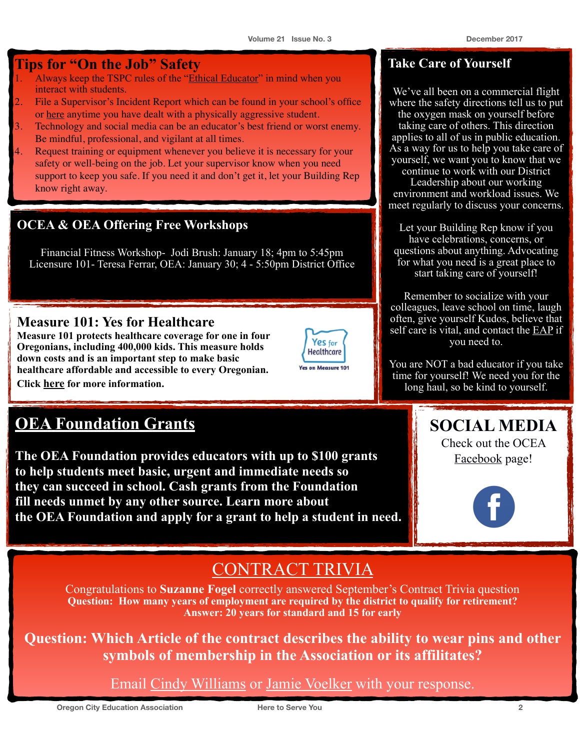## Tips for "On the Job" Safety

1. Always keep the TSPC rules of the "Ethical Educator" in mind when you interact with students.
2. File a Supervisor's Incident Report which can be found in your school's office or here anytime you have dealt with a physically aggressive student.
3. Technology and social media can be an educator's best friend or worst enemy. Be mindful, professional, and vigilant at all times.
4. Request training or equipment whenever you believe it is necessary for your safety or well-being on the job. Let your supervisor know when you need support to keep you safe. If you need it and don't get it, let your Building Rep know right away.

## OCEA & OEA Offering Free Workshops

Financial Fitness Workshop- Jodi Brush: January 18; 4pm to 5:45pm
Licensure 101- Teresa Ferrar, OEA: January 30; 4 - 5:50pm District Office

## Measure 101: Yes for Healthcare

**Measure 101 protects healthcare coverage for one in four Oregonians, including 400,000 kids. This measure holds down costs and is an important step to make basic healthcare affordable and accessible to every Oregonian.**

**Click here for more information.**

Yes for Healthcare
Yes on Measure 101

## Take Care of Yourself

We've all been on a commercial flight where the safety directions tell us to put the oxygen mask on yourself before taking care of others. This direction applies to all of us in public education. As a way for us to help you take care of yourself, we want you to know that we continue to work with our District Leadership about our working environment and workload issues. We meet regularly to discuss your concerns.

Let your Building Rep know if you have celebrations, concerns, or questions about anything. Advocating for what you need is a great place to start taking care of yourself!

Remember to socialize with your colleagues, leave school on time, laugh often, give yourself Kudos, believe that self care is vital, and contact the EAP if you need to.

You are NOT a bad educator if you take time for yourself! We need you for the long haul, so be kind to yourself.

## OEA Foundation Grants

**The OEA Foundation provides educators with up to $100 grants to help students meet basic, urgent and immediate needs so they can succeed in school. Cash grants from the Foundation fill needs unmet by any other source. Learn more about the OEA Foundation and apply for a grant to help a student in need.**

## SOCIAL MEDIA

Check out the OCEA Facebook page!

## CONTRACT TRIVIA

Congratulations to **Suzanne Fogel** correctly answered September's Contract Trivia question
**Question: How many years of employment are required by the district to qualify for retirement?**
**Answer: 20 years for standard and 15 for early**

**Question: Which Article of the contract describes the ability to wear pins and other symbols of membership in the Association or its affilitates?**

Email Cindy Williams or Jamie Voelker with your response.